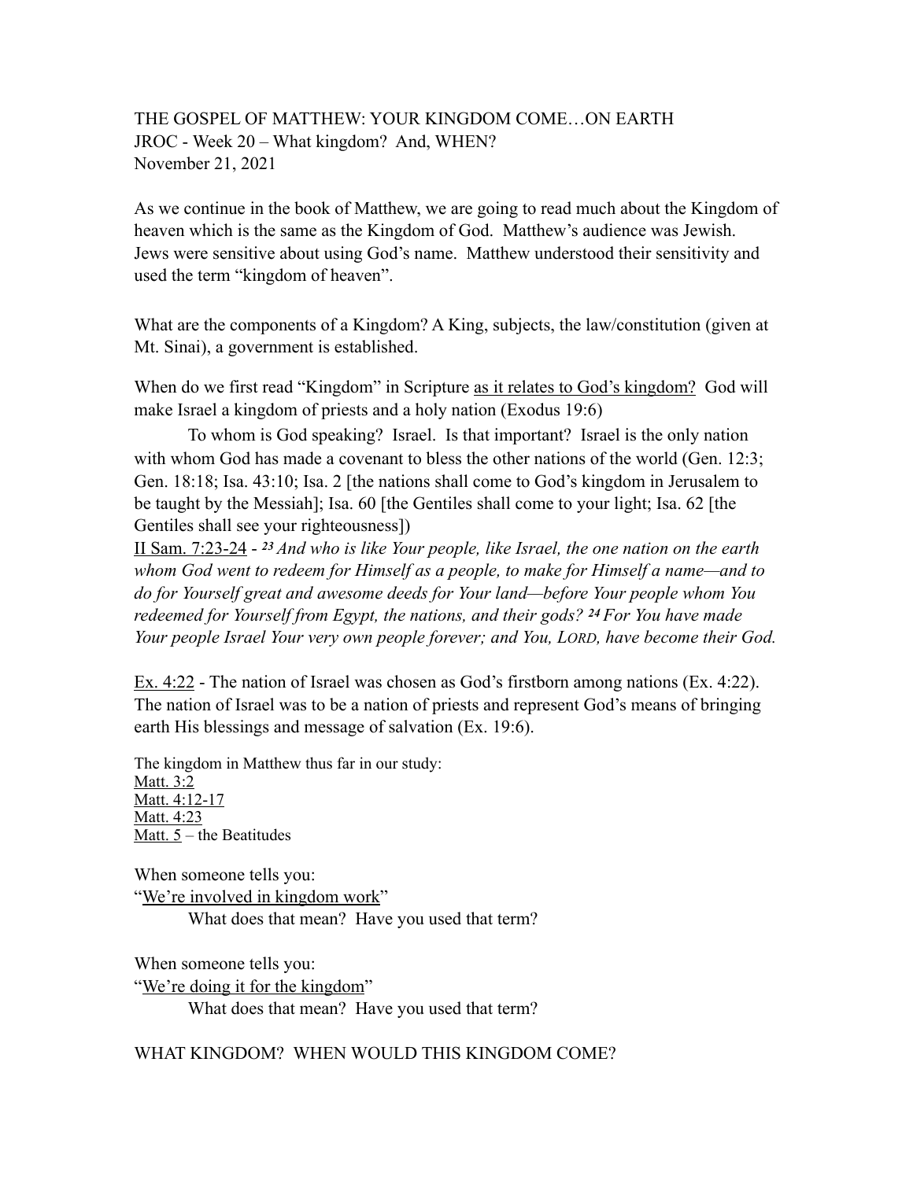THE GOSPEL OF MATTHEW: YOUR KINGDOM COME…ON EARTH
JROC - Week 20 – What kingdom? And, WHEN?
November 21, 2021

As we continue in the book of Matthew, we are going to read much about the Kingdom of heaven which is the same as the Kingdom of God. Matthew's audience was Jewish. Jews were sensitive about using God's name. Matthew understood their sensitivity and used the term "kingdom of heaven".

What are the components of a Kingdom? A King, subjects, the law/constitution (given at Mt. Sinai), a government is established.

When do we first read "Kingdom" in Scripture <u>as it relates to God's kingdom?</u> God will make Israel a kingdom of priests and a holy nation (Exodus 19:6)

To whom is God speaking? Israel. Is that important? Israel is the only nation with whom God has made a covenant to bless the other nations of the world (Gen. 12:3; Gen. 18:18; Isa. 43:10; Isa. 2 [the nations shall come to God's kingdom in Jerusalem to be taught by the Messiah]; Isa. 60 [the Gentiles shall come to your light; Isa. 62 [the Gentiles shall see your righteousness])

<u>II Sam. 7:23-24</u> - ***23*** *And who is like Your people, like Israel, the one nation on the earth whom God went to redeem for Himself as a people, to make for Himself a name—and to do for Yourself great and awesome deeds for Your land—before Your people whom You redeemed for Yourself from Egypt, the nations, and their gods?* ***24*** *For You have made Your people Israel Your very own people forever; and You, LORD, have become their God.*

<u>Ex. 4:22</u> - The nation of Israel was chosen as God's firstborn among nations (Ex. 4:22). The nation of Israel was to be a nation of priests and represent God's means of bringing earth His blessings and message of salvation (Ex. 19:6).

The kingdom in Matthew thus far in our study:
<u>Matt. 3:2</u>
<u>Matt. 4:12-17</u>
<u>Matt. 4:23</u>
<u>Matt. 5</u> – the Beatitudes

When someone tells you:
"<u>We're involved in kingdom work</u>"
What does that mean? Have you used that term?

When someone tells you:
"<u>We're doing it for the kingdom</u>"
What does that mean? Have you used that term?

WHAT KINGDOM? WHEN WOULD THIS KINGDOM COME?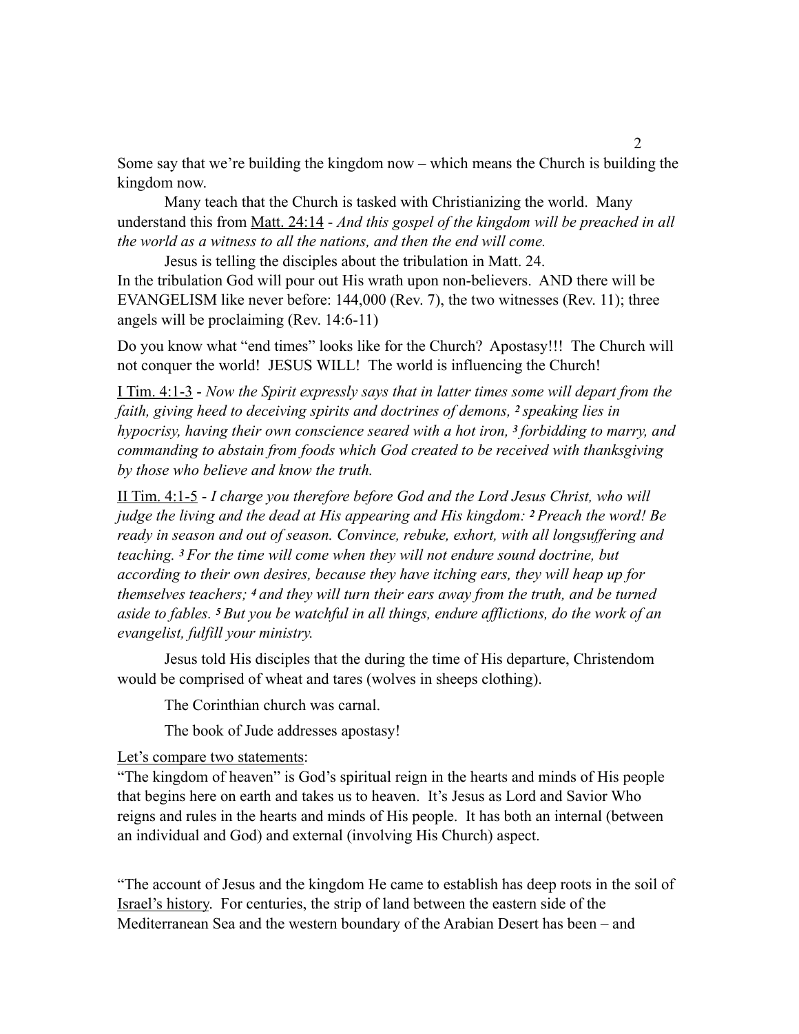Some say that we're building the kingdom now – which means the Church is building the kingdom now.

Many teach that the Church is tasked with Christianizing the world. Many understand this from <u>Matt. 24:14</u> - *And this gospel of the kingdom will be preached in all the world as a witness to all the nations, and then the end will come.*

Jesus is telling the disciples about the tribulation in Matt. 24.
In the tribulation God will pour out His wrath upon non-believers. AND there will be EVANGELISM like never before: 144,000 (Rev. 7), the two witnesses (Rev. 11); three angels will be proclaiming (Rev. 14:6-11)

Do you know what "end times" looks like for the Church? Apostasy!!! The Church will not conquer the world! JESUS WILL! The world is influencing the Church!

<u>I Tim. 4:1-3</u> - *Now the Spirit expressly says that in latter times some will depart from the faith, giving heed to deceiving spirits and doctrines of demons, 2 speaking lies in hypocrisy, having their own conscience seared with a hot iron, 3 forbidding to marry, and commanding to abstain from foods which God created to be received with thanksgiving by those who believe and know the truth.*

<u>II Tim. 4:1-5</u> - *I charge you therefore before God and the Lord Jesus Christ, who will judge the living and the dead at His appearing and His kingdom: 2 Preach the word! Be ready in season and out of season. Convince, rebuke, exhort, with all longsuffering and teaching. 3 For the time will come when they will not endure sound doctrine, but according to their own desires, because they have itching ears, they will heap up for themselves teachers; 4 and they will turn their ears away from the truth, and be turned aside to fables. 5 But you be watchful in all things, endure afflictions, do the work of an evangelist, fulfill your ministry.*

Jesus told His disciples that the during the time of His departure, Christendom would be comprised of wheat and tares (wolves in sheeps clothing).

The Corinthian church was carnal.

The book of Jude addresses apostasy!

<u>Let's compare two statements</u>:
"The kingdom of heaven" is God's spiritual reign in the hearts and minds of His people that begins here on earth and takes us to heaven. It's Jesus as Lord and Savior Who reigns and rules in the hearts and minds of His people. It has both an internal (between an individual and God) and external (involving His Church) aspect.

"The account of Jesus and the kingdom He came to establish has deep roots in the soil of <u>Israel's history</u>. For centuries, the strip of land between the eastern side of the Mediterranean Sea and the western boundary of the Arabian Desert has been – and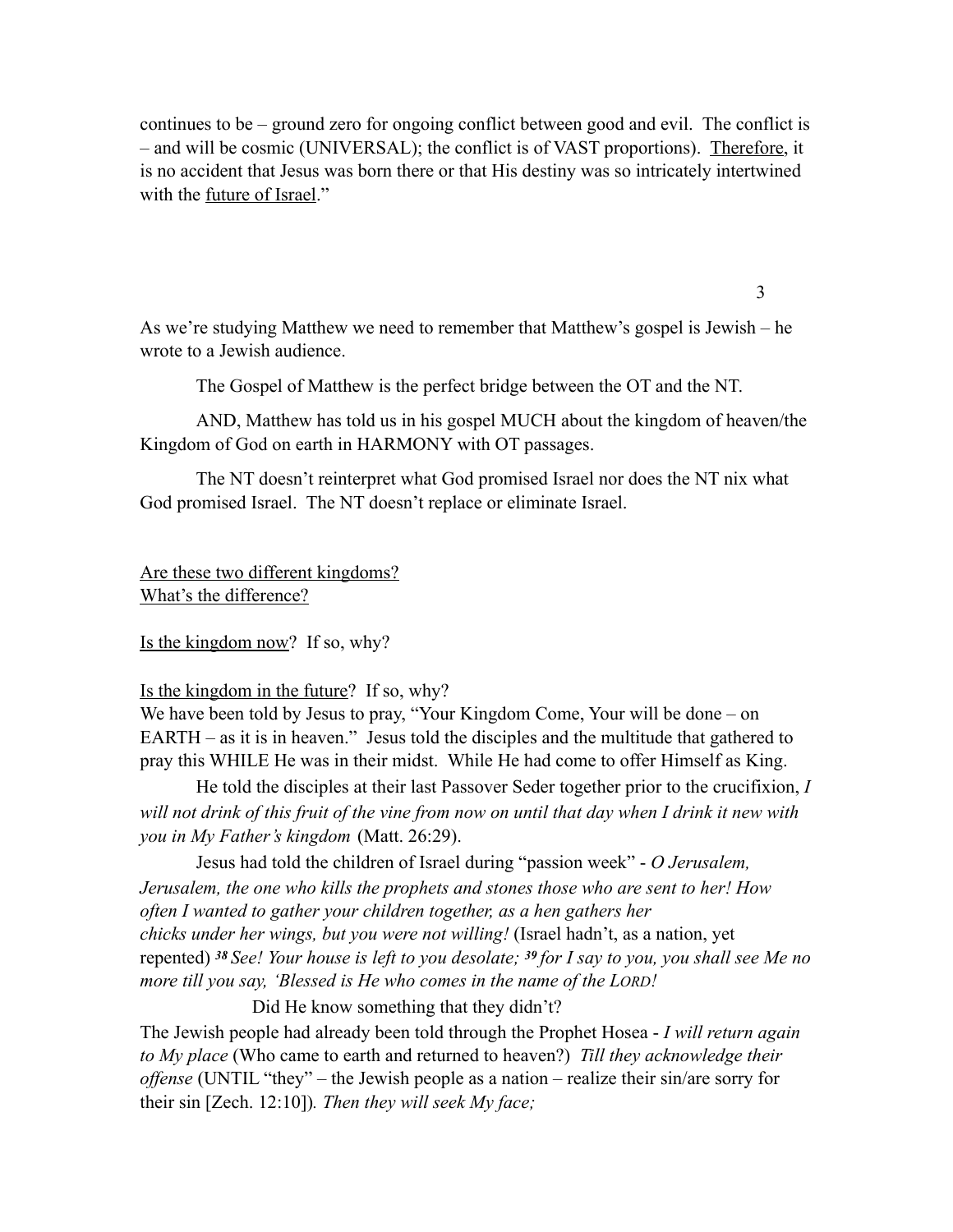continues to be – ground zero for ongoing conflict between good and evil. The conflict is – and will be cosmic (UNIVERSAL); the conflict is of VAST proportions). Therefore, it is no accident that Jesus was born there or that His destiny was so intricately intertwined with the future of Israel."

As we're studying Matthew we need to remember that Matthew's gospel is Jewish – he wrote to a Jewish audience.

The Gospel of Matthew is the perfect bridge between the OT and the NT.

AND, Matthew has told us in his gospel MUCH about the kingdom of heaven/the Kingdom of God on earth in HARMONY with OT passages.

The NT doesn't reinterpret what God promised Israel nor does the NT nix what God promised Israel. The NT doesn't replace or eliminate Israel.

Are these two different kingdoms?
What's the difference?

Is the kingdom now? If so, why?

Is the kingdom in the future? If so, why?
We have been told by Jesus to pray, "Your Kingdom Come, Your will be done – on EARTH – as it is in heaven." Jesus told the disciples and the multitude that gathered to pray this WHILE He was in their midst. While He had come to offer Himself as King.

He told the disciples at their last Passover Seder together prior to the crucifixion, *I will not drink of this fruit of the vine from now on until that day when I drink it new with you in My Father's kingdom* (Matt. 26:29).

Jesus had told the children of Israel during "passion week" - *O Jerusalem, Jerusalem, the one who kills the prophets and stones those who are sent to her! How often I wanted to gather your children together, as a hen gathers her chicks under her wings, but you were not willing!* (Israel hadn't, as a nation, yet repented) ***38*** *See! Your house is left to you desolate;* ***39*** *for I say to you, you shall see Me no more till you say, 'Blessed is He who comes in the name of the LORD!*

Did He know something that they didn't?

The Jewish people had already been told through the Prophet Hosea - *I will return again to My place* (Who came to earth and returned to heaven?) *Till they acknowledge their offense* (UNTIL "they" – the Jewish people as a nation – realize their sin/are sorry for their sin [Zech. 12:10])*. Then they will seek My face;*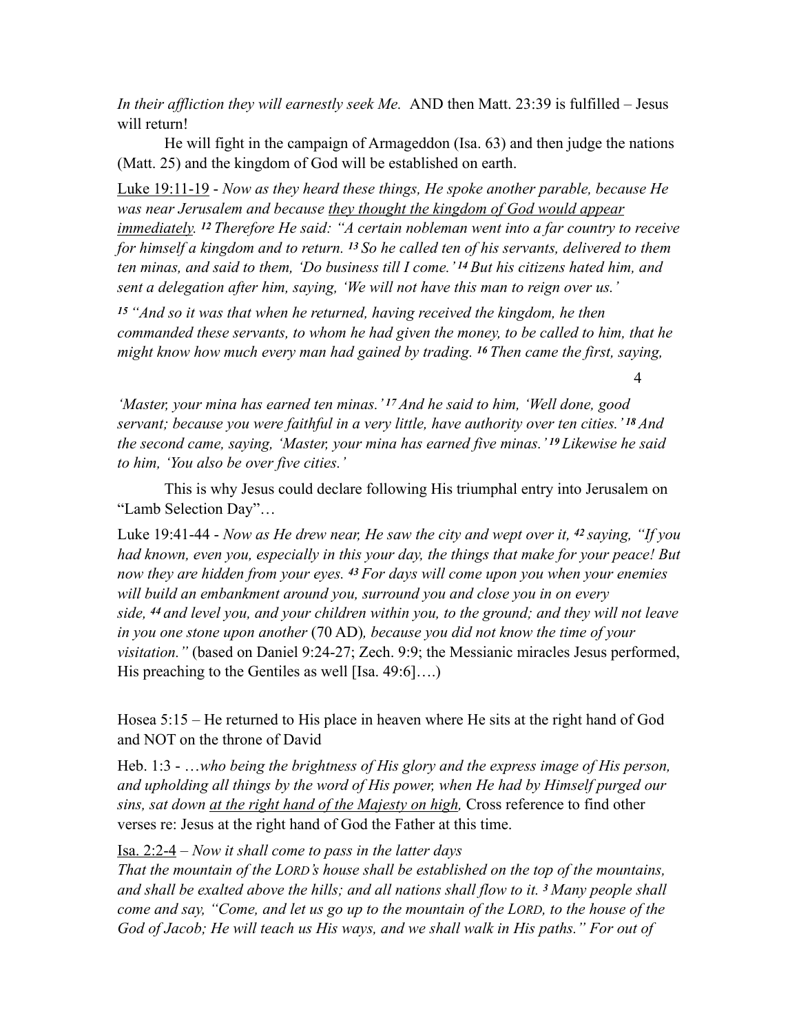*In their affliction they will earnestly seek Me.* AND then Matt. 23:39 is fulfilled – Jesus will return!

He will fight in the campaign of Armageddon (Isa. 63) and then judge the nations (Matt. 25) and the kingdom of God will be established on earth.

<u>Luke 19:11-19</u> - *Now as they heard these things, He spoke another parable, because He was near Jerusalem and because <u>they thought the kingdom of God would appear immediately</u>. 12 Therefore He said: "A certain nobleman went into a far country to receive for himself a kingdom and to return. 13 So he called ten of his servants, delivered to them ten minas, and said to them, 'Do business till I come.' 14 But his citizens hated him, and sent a delegation after him, saying, 'We will not have this man to reign over us.'*

*15 "And so it was that when he returned, having received the kingdom, he then commanded these servants, to whom he had given the money, to be called to him, that he might know how much every man had gained by trading. 16 Then came the first, saying, 'Master, your mina has earned ten minas.' 17 And he said to him, 'Well done, good servant; because you were faithful in a very little, have authority over ten cities.' 18 And the second came, saying, 'Master, your mina has earned five minas.' 19 Likewise he said to him, 'You also be over five cities.'*

This is why Jesus could declare following His triumphal entry into Jerusalem on "Lamb Selection Day"…

Luke 19:41-44 - *Now as He drew near, He saw the city and wept over it, 42 saying, "If you had known, even you, especially in this your day, the things that make for your peace! But now they are hidden from your eyes. 43 For days will come upon you when your enemies will build an embankment around you, surround you and close you in on every side, 44 and level you, and your children within you, to the ground; and they will not leave in you one stone upon another* (70 AD)*, because you did not know the time of your visitation."* (based on Daniel 9:24-27; Zech. 9:9; the Messianic miracles Jesus performed, His preaching to the Gentiles as well [Isa. 49:6]….)

Hosea 5:15 – He returned to His place in heaven where He sits at the right hand of God and NOT on the throne of David

Heb. 1:3 - …*who being the brightness of His glory and the express image of His person, and upholding all things by the word of His power, when He had by Himself purged our sins, sat down <u>at the right hand of the Majesty on high</u>,* Cross reference to find other verses re: Jesus at the right hand of God the Father at this time.

<u>Isa. 2:2-4</u> – *Now it shall come to pass in the latter days*
*That the mountain of the LORD's house shall be established on the top of the mountains, and shall be exalted above the hills; and all nations shall flow to it. 3 Many people shall come and say, "Come, and let us go up to the mountain of the LORD, to the house of the God of Jacob; He will teach us His ways, and we shall walk in His paths." For out of*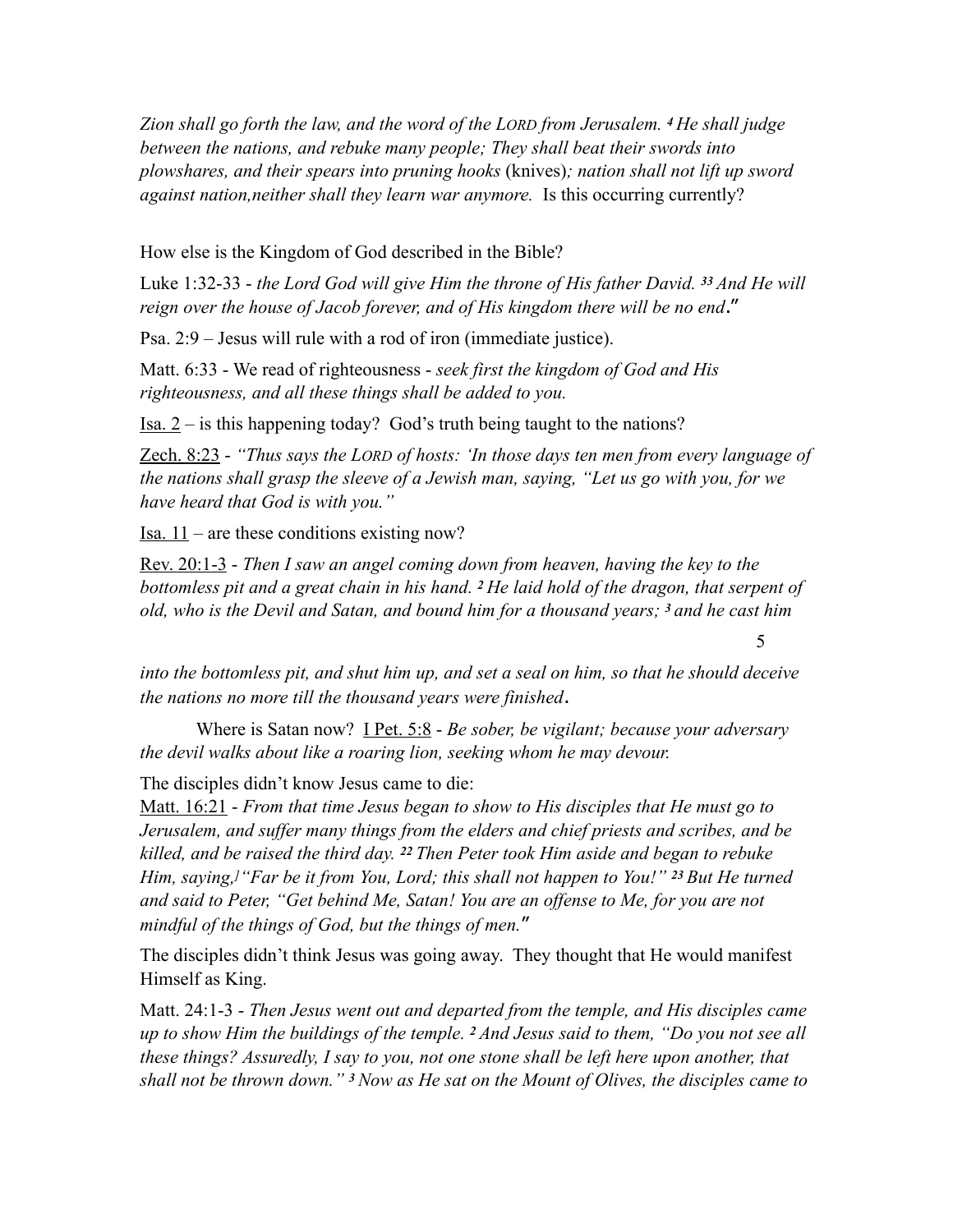*Zion shall go forth the law, and the word of the LORD from Jerusalem. 4 He shall judge between the nations, and rebuke many people; They shall beat their swords into plowshares, and their spears into pruning hooks* (knives)*; nation shall not lift up sword against nation,neither shall they learn war anymore.* Is this occurring currently?

How else is the Kingdom of God described in the Bible?

Luke 1:32-33 - *the Lord God will give Him the throne of His father David. 33 And He will reign over the house of Jacob forever, and of His kingdom there will be no end."*

Psa. 2:9 – Jesus will rule with a rod of iron (immediate justice).

Matt. 6:33 - We read of righteousness - *seek first the kingdom of God and His righteousness, and all these things shall be added to you.*

Isa. 2 – is this happening today? God's truth being taught to the nations?

Zech. 8:23 - *"Thus says the LORD of hosts: 'In those days ten men from every language of the nations shall grasp the sleeve of a Jewish man, saying, "Let us go with you, for we have heard that God is with you."*

Isa. 11 – are these conditions existing now?

Rev. 20:1-3 - *Then I saw an angel coming down from heaven, having the key to the bottomless pit and a great chain in his hand. 2 He laid hold of the dragon, that serpent of old, who is the Devil and Satan, and bound him for a thousand years; 3 and he cast him into the bottomless pit, and shut him up, and set a seal on him, so that he should deceive the nations no more till the thousand years were finished.*

Where is Satan now? I Pet. 5:8 - *Be sober, be vigilant; because your adversary the devil walks about like a roaring lion, seeking whom he may devour.*

The disciples didn't know Jesus came to die:

Matt. 16:21 - *From that time Jesus began to show to His disciples that He must go to Jerusalem, and suffer many things from the elders and chief priests and scribes, and be killed, and be raised the third day. 22 Then Peter took Him aside and began to rebuke Him, saying,] "Far be it from You, Lord; this shall not happen to You!" 23 But He turned and said to Peter, "Get behind Me, Satan! You are an offense to Me, for you are not mindful of the things of God, but the things of men."*

The disciples didn't think Jesus was going away. They thought that He would manifest Himself as King.

Matt. 24:1-3 - *Then Jesus went out and departed from the temple, and His disciples came up to show Him the buildings of the temple. 2 And Jesus said to them, "Do you not see all these things? Assuredly, I say to you, not one stone shall be left here upon another, that shall not be thrown down." 3 Now as He sat on the Mount of Olives, the disciples came to*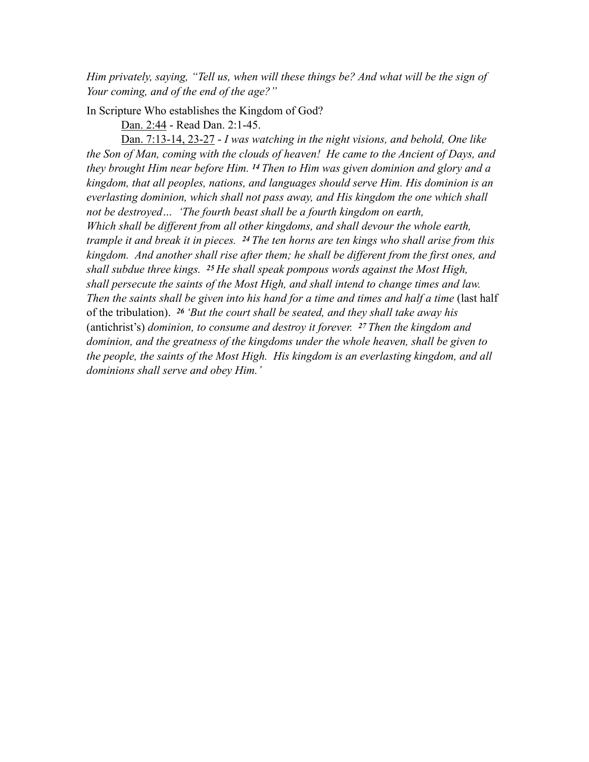*Him privately, saying, "Tell us, when will these things be? And what will be the sign of Your coming, and of the end of the age?"*

In Scripture Who establishes the Kingdom of God?

Dan. 2:44 - Read Dan. 2:1-45.

Dan. 7:13-14, 23-27 - *I was watching in the night visions, and behold, One like the Son of Man, coming with the clouds of heaven! He came to the Ancient of Days, and they brought Him near before Him.* ***14*** *Then to Him was given dominion and glory and a kingdom, that all peoples, nations, and languages should serve Him. His dominion is an everlasting dominion, which shall not pass away, and His kingdom the one which shall not be destroyed… 'The fourth beast shall be a fourth kingdom on earth, Which shall be different from all other kingdoms, and shall devour the whole earth, trample it and break it in pieces.* ***24*** *The ten horns are ten kings who shall arise from this kingdom. And another shall rise after them; he shall be different from the first ones, and shall subdue three kings.* ***25*** *He shall speak pompous words against the Most High, shall persecute the saints of the Most High, and shall intend to change times and law. Then the saints shall be given into his hand for a time and times and half a time* (last half of the tribulation). ***26*** *'But the court shall be seated, and they shall take away his* (antichrist's) *dominion, to consume and destroy it forever.* ***27*** *Then the kingdom and dominion, and the greatness of the kingdoms under the whole heaven, shall be given to the people, the saints of the Most High. His kingdom is an everlasting kingdom, and all dominions shall serve and obey Him.'*